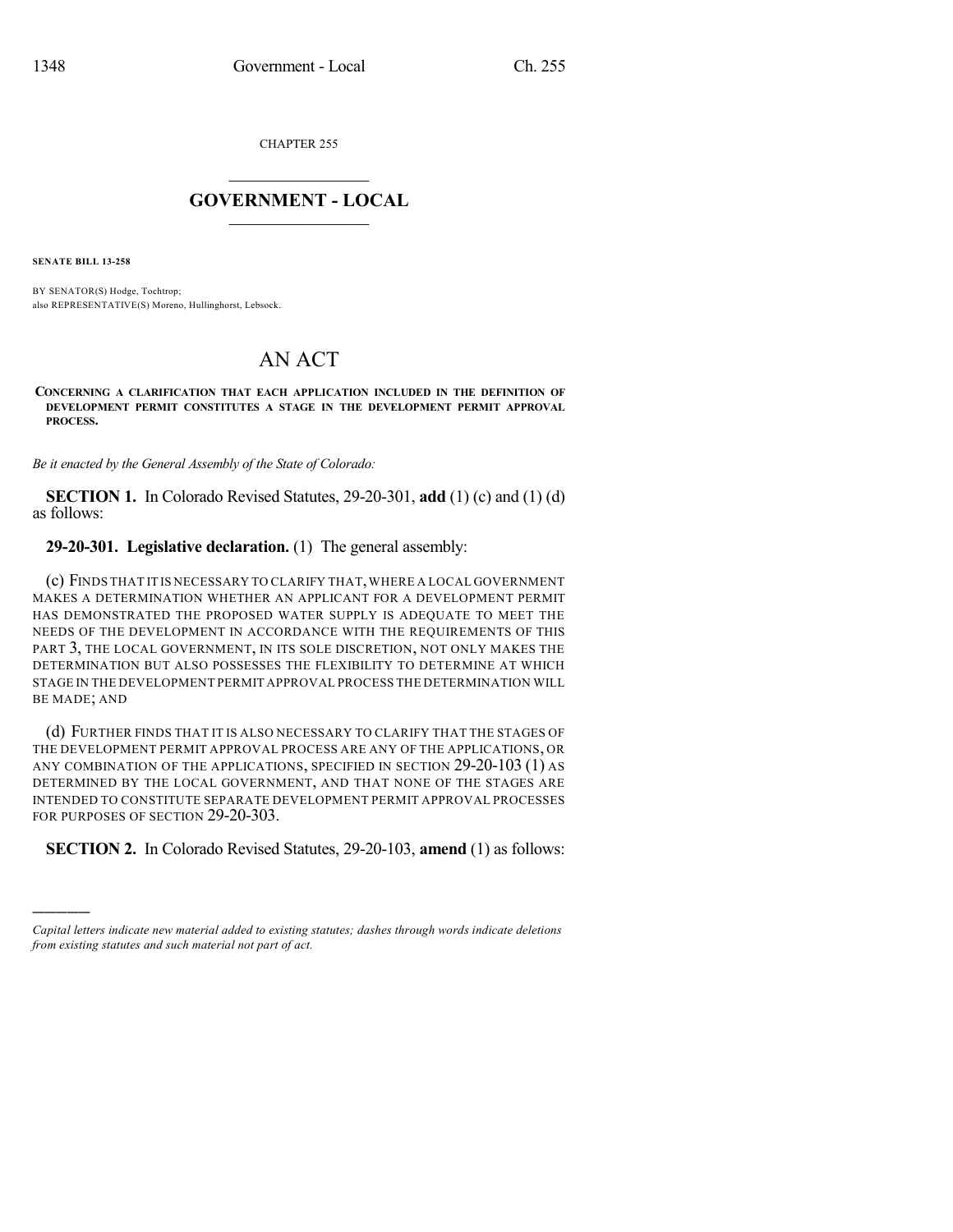CHAPTER 255

# GOVERNMENT - LOCAL

**SENATE BILL 13-258**

BY SENATOR(S) Hodge, Tochtrop;
also REPRESENTATIVE(S) Moreno, Hullinghorst, Lebsock.

# AN ACT

**CONCERNING A CLARIFICATION THAT EACH APPLICATION INCLUDED IN THE DEFINITION OF DEVELOPMENT PERMIT CONSTITUTES A STAGE IN THE DEVELOPMENT PERMIT APPROVAL PROCESS.**

*Be it enacted by the General Assembly of the State of Colorado:*

**SECTION 1.** In Colorado Revised Statutes, 29-20-301, **add** (1) (c) and (1) (d) as follows:

**29-20-301. Legislative declaration.** (1) The general assembly:

(c) FINDS THAT IT IS NECESSARY TO CLARIFY THAT, WHERE A LOCAL GOVERNMENT MAKES A DETERMINATION WHETHER AN APPLICANT FOR A DEVELOPMENT PERMIT HAS DEMONSTRATED THE PROPOSED WATER SUPPLY IS ADEQUATE TO MEET THE NEEDS OF THE DEVELOPMENT IN ACCORDANCE WITH THE REQUIREMENTS OF THIS PART 3, THE LOCAL GOVERNMENT, IN ITS SOLE DISCRETION, NOT ONLY MAKES THE DETERMINATION BUT ALSO POSSESSES THE FLEXIBILITY TO DETERMINE AT WHICH STAGE IN THE DEVELOPMENT PERMIT APPROVAL PROCESS THE DETERMINATION WILL BE MADE; AND

(d) FURTHER FINDS THAT IT IS ALSO NECESSARY TO CLARIFY THAT THE STAGES OF THE DEVELOPMENT PERMIT APPROVAL PROCESS ARE ANY OF THE APPLICATIONS, OR ANY COMBINATION OF THE APPLICATIONS, SPECIFIED IN SECTION 29-20-103 (1) AS DETERMINED BY THE LOCAL GOVERNMENT, AND THAT NONE OF THE STAGES ARE INTENDED TO CONSTITUTE SEPARATE DEVELOPMENT PERMIT APPROVAL PROCESSES FOR PURPOSES OF SECTION 29-20-303.

**SECTION 2.** In Colorado Revised Statutes, 29-20-103, **amend** (1) as follows:

---

*Capital letters indicate new material added to existing statutes; dashes through words indicate deletions from existing statutes and such material not part of act.*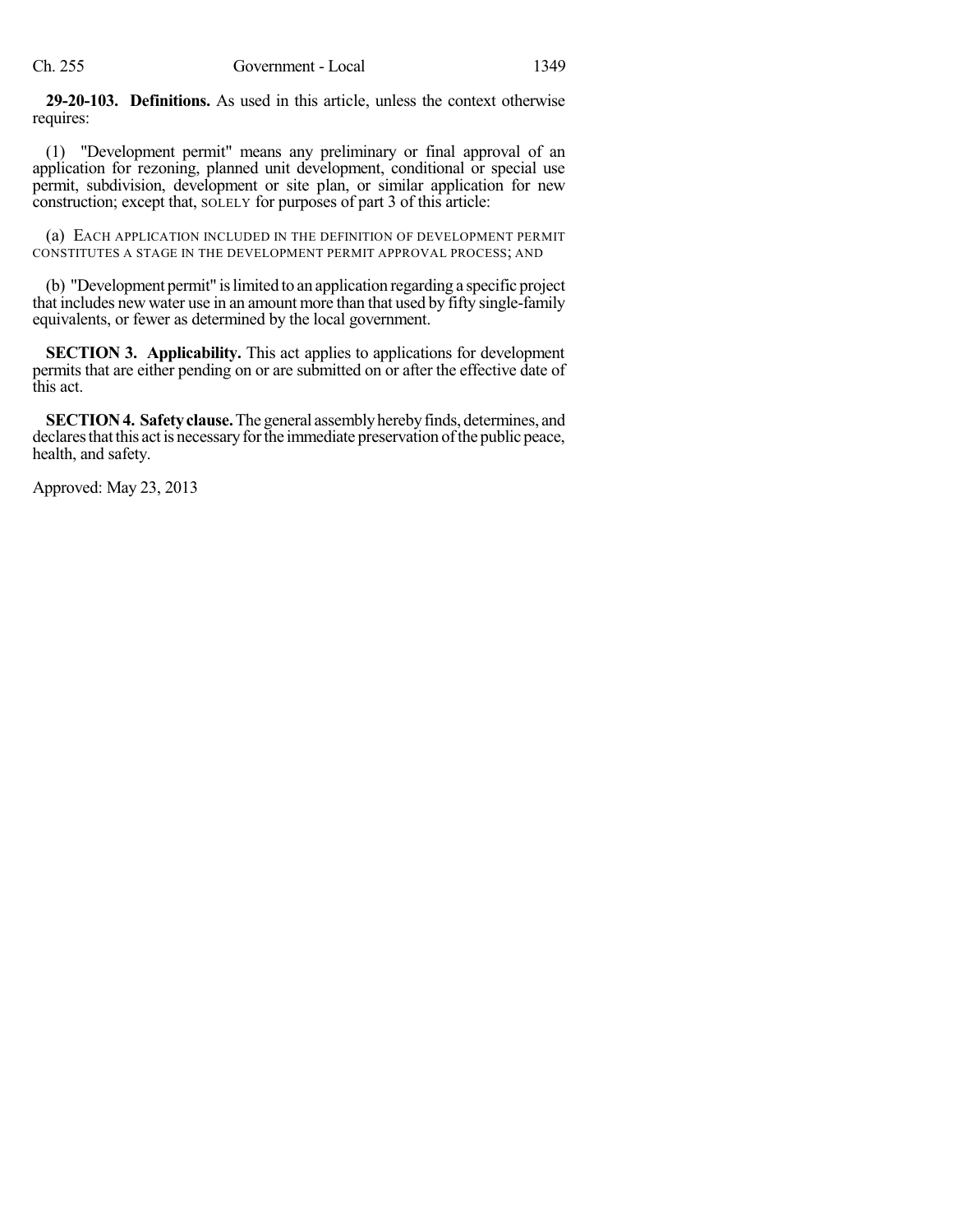**29-20-103. Definitions.** As used in this article, unless the context otherwise requires:

(1) "Development permit" means any preliminary or final approval of an application for rezoning, planned unit development, conditional or special use permit, subdivision, development or site plan, or similar application for new construction; except that, SOLELY for purposes of part 3 of this article:

(a) EACH APPLICATION INCLUDED IN THE DEFINITION OF DEVELOPMENT PERMIT CONSTITUTES A STAGE IN THE DEVELOPMENT PERMIT APPROVAL PROCESS; AND

(b) "Development permit" is limited to an application regarding a specific project that includes new water use in an amount more than that used by fifty single-family equivalents, or fewer as determined by the local government.

**SECTION 3. Applicability.** This act applies to applications for development permits that are either pending on or are submitted on or after the effective date of this act.

**SECTION 4. Safety clause.** The general assembly hereby finds, determines, and declares that this act is necessary for the immediate preservation of the public peace, health, and safety.

Approved: May 23, 2013